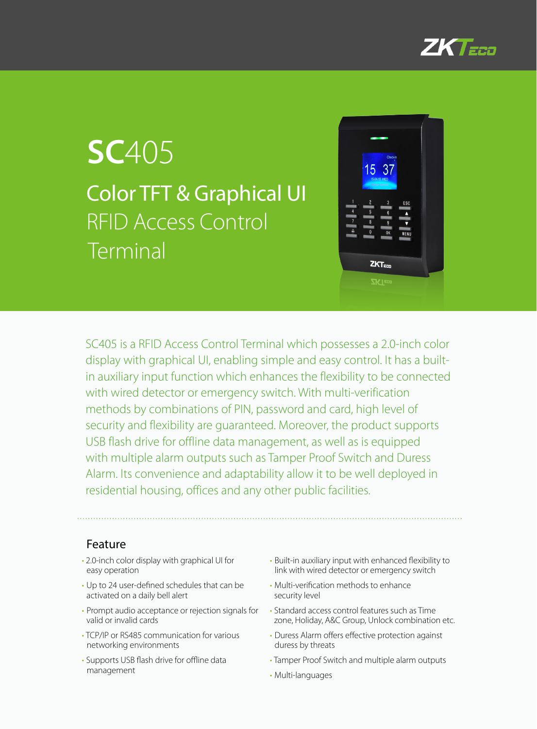# SC405

## Color TFT & Graphical UI

RFID Access Control Terminal

SC405 is a RFID Access Control Terminal which possesses a 2.0-inch color display with graphical UI, enabling simple and easy control. It has a built-in auxiliary input function which enhances the flexibility to be connected with wired detector or emergency switch. With multi-verification methods by combinations of PIN, password and card, high level of security and flexibility are guaranteed. Moreover, the product supports USB flash drive for offline data management, as well as is equipped with multiple alarm outputs such as Tamper Proof Switch and Duress Alarm. Its convenience and adaptability allow it to be well deployed in residential housing, offices and any other public facilities.

## Feature

- 2.0-inch color display with graphical UI for easy operation
- Up to 24 user-defined schedules that can be activated on a daily bell alert
- Prompt audio acceptance or rejection signals for valid or invalid cards
- TCP/IP or RS485 communication for various networking environments
- Supports USB flash drive for offline data management
- Built-in auxiliary input with enhanced flexibility to link with wired detector or emergency switch
- Multi-verification methods to enhance security level
- Standard access control features such as Time zone, Holiday, A&C Group, Unlock combination etc.
- Duress Alarm offers effective protection against duress by threats
- Tamper Proof Switch and multiple alarm outputs
- Multi-languages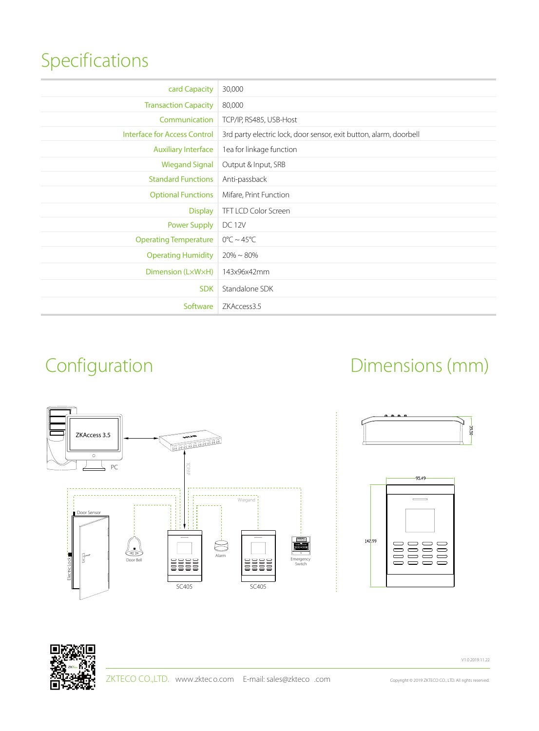# Specifications

| | |
|---|---|
| card Capacity | 30,000 |
| Transaction Capacity | 80,000 |
| Communication | TCP/IP, RS485, USB-Host |
| Interface for Access Control | 3rd party electric lock, door sensor, exit button, alarm, doorbell |
| Auxiliary Interface | 1ea for linkage function |
| Wiegand Signal | Output & Input, SRB |
| Standard Functions | Anti-passback |
| Optional Functions | Mifare, Print Function |
| Display | TFT LCD Color Screen |
| Power Supply | DC 12V |
| Operating Temperature | 0℃ ~ 45℃ |
| Operating Humidity | 20% ~ 80% |
| Dimension (L×W×H) | 143x96x42mm |
| SDK | Standalone SDK |
| Software | ZKAccess3.5 |

# Configuration

ZKAccess 3.5

PC

TCP/IP

Wiegand

Door Sensor

Electric Lock

Door Bell

Alarm

Emergency Switch

SC405

SC405

# Dimensions (mm)

29.50

95.49

142.99

ZKTECO CO.,LTD. www.zkteco.com E-mail: sales@zkteco.com

V1.0 2019.11.22

Copyright © 2019 ZKTECO CO., LTD. All rights reserved.